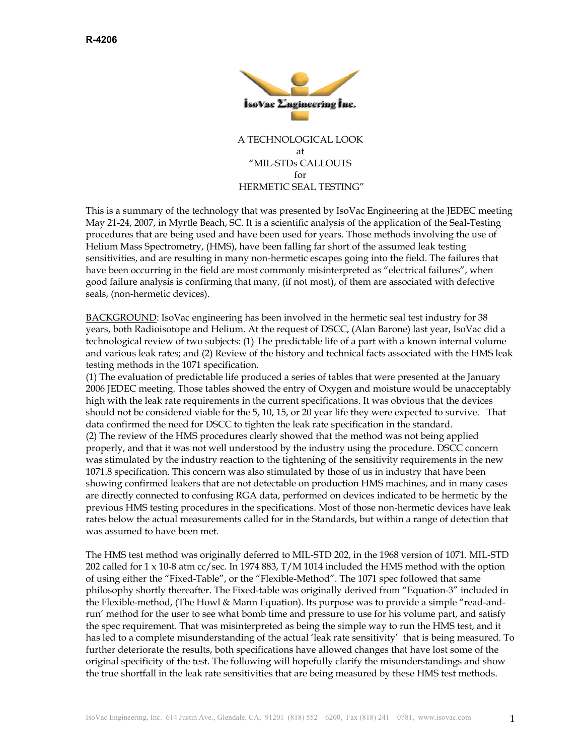R-4206

IsoVac Engineering Inc.

A TECHNOLOGICAL LOOK
at
"MIL-STDs CALLOUTS
for
HERMETIC SEAL TESTING"

This is a summary of the technology that was presented by IsoVac Engineering at the JEDEC meeting May 21-24, 2007, in Myrtle Beach, SC. It is a scientific analysis of the application of the Seal-Testing procedures that are being used and have been used for years. Those methods involving the use of Helium Mass Spectrometry, (HMS), have been falling far short of the assumed leak testing sensitivities, and are resulting in many non-hermetic escapes going into the field. The failures that have been occurring in the field are most commonly misinterpreted as "electrical failures", when good failure analysis is confirming that many, (if not most), of them are associated with defective seals, (non-hermetic devices).

<u>BACKGROUND</u>: IsoVac engineering has been involved in the hermetic seal test industry for 38 years, both Radioisotope and Helium. At the request of DSCC, (Alan Barone) last year, IsoVac did a technological review of two subjects: (1) The predictable life of a part with a known internal volume and various leak rates; and (2) Review of the history and technical facts associated with the HMS leak testing methods in the 1071 specification.

(1) The evaluation of predictable life produced a series of tables that were presented at the January 2006 JEDEC meeting. Those tables showed the entry of Oxygen and moisture would be unacceptably high with the leak rate requirements in the current specifications. It was obvious that the devices should not be considered viable for the 5, 10, 15, or 20 year life they were expected to survive. That data confirmed the need for DSCC to tighten the leak rate specification in the standard.

(2) The review of the HMS procedures clearly showed that the method was not being applied properly, and that it was not well understood by the industry using the procedure. DSCC concern was stimulated by the industry reaction to the tightening of the sensitivity requirements in the new 1071.8 specification. This concern was also stimulated by those of us in industry that have been showing confirmed leakers that are not detectable on production HMS machines, and in many cases are directly connected to confusing RGA data, performed on devices indicated to be hermetic by the previous HMS testing procedures in the specifications. Most of those non-hermetic devices have leak rates below the actual measurements called for in the Standards, but within a range of detection that was assumed to have been met.

The HMS test method was originally deferred to MIL-STD 202, in the 1968 version of 1071. MIL-STD 202 called for $1 \times 10^{-8}$ atm cc/sec. In 1974 883, T/M 1014 included the HMS method with the option of using either the "Fixed-Table", or the "Flexible-Method". The 1071 spec followed that same philosophy shortly thereafter. The Fixed-table was originally derived from "Equation-3" included in the Flexible-method, (The Howl & Mann Equation). Its purpose was to provide a simple "read-and-run' method for the user to see what bomb time and pressure to use for his volume part, and satisfy the spec requirement. That was misinterpreted as being the simple way to run the HMS test, and it has led to a complete misunderstanding of the actual 'leak rate sensitivity' that is being measured. To further deteriorate the results, both specifications have allowed changes that have lost some of the original specificity of the test. The following will hopefully clarify the misunderstandings and show the true shortfall in the leak rate sensitivities that are being measured by these HMS test methods.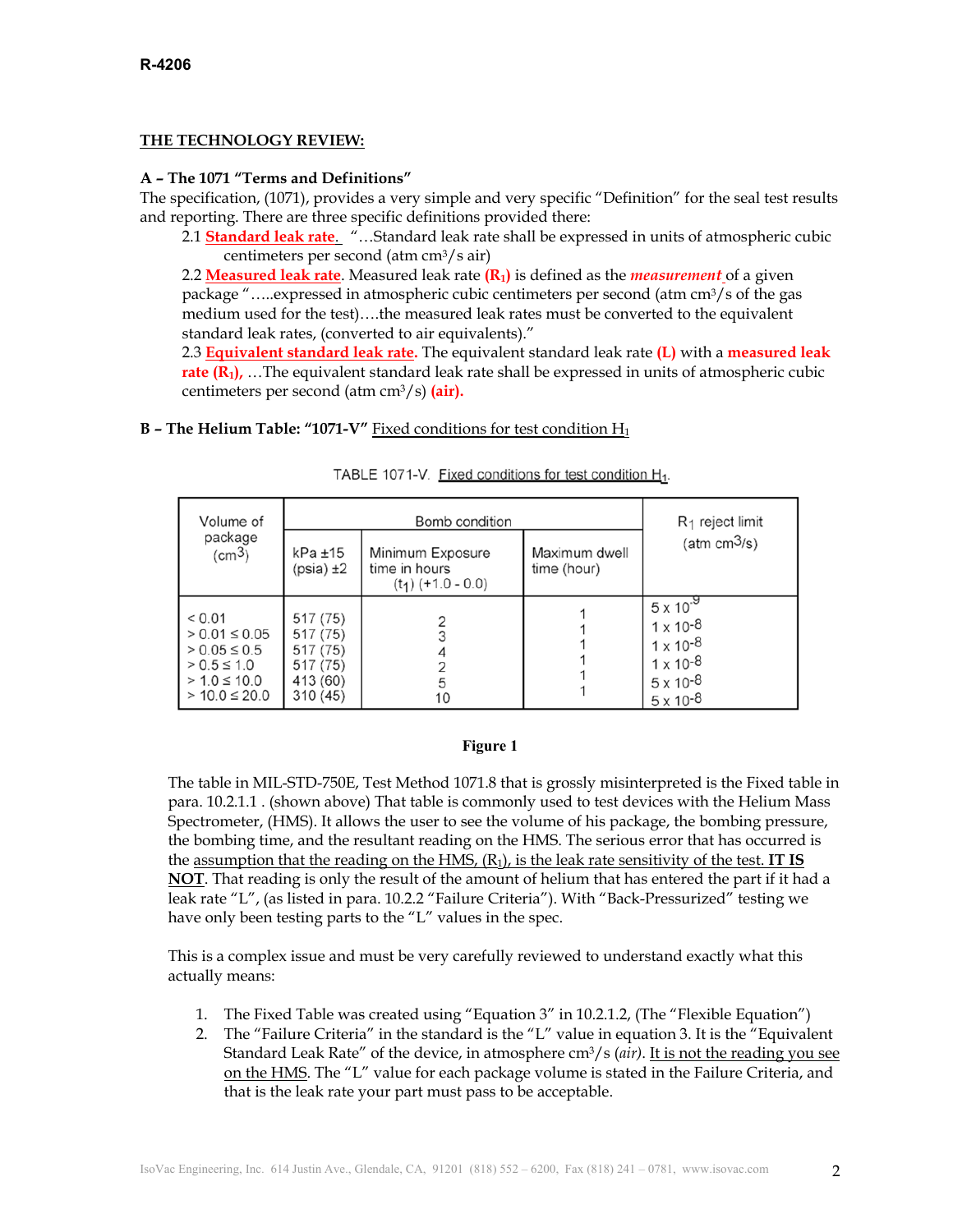R-4206

## THE TECHNOLOGY REVIEW:

### A – The 1071 "Terms and Definitions"

The specification, (1071), provides a very simple and very specific "Definition" for the seal test results and reporting. There are three specific definitions provided there:

2.1 **Standard leak rate.** "…Standard leak rate shall be expressed in units of atmospheric cubic centimeters per second (atm cm³/s air)

2.2 **Measured leak rate**. Measured leak rate **($R_1$)** is defined as the ***measurement*** of a given package "…..expressed in atmospheric cubic centimeters per second (atm cm³/s of the gas medium used for the test)….the measured leak rates must be converted to the equivalent standard leak rates, (converted to air equivalents)."

2.3 **Equivalent standard leak rate.** The equivalent standard leak rate **(L)** with a **measured leak rate ($R_1$),** …The equivalent standard leak rate shall be expressed in units of atmospheric cubic centimeters per second (atm cm³/s) **(air).**

### B – The Helium Table: "1071-V" Fixed conditions for test condition $H_1$

TABLE 1071-V. Fixed conditions for test condition $H_1$.

| Volume of package (cm³) | Bomb condition | | | $R_1$ reject limit (atm cm³/s) |
|---|---|---|---|---|
| | kPa ±15 (psia) ±2 | Minimum Exposure time in hours ($t_1$) (+1.0 - 0.0) | Maximum dwell time (hour) | |
| < 0.01 | 517 (75) | 2 | 1 | $5 \times 10^{-9}$ |
| > 0.01 ≤ 0.05 | 517 (75) | 3 | 1 | $1 \times 10^{-8}$ |
| > 0.05 ≤ 0.5 | 517 (75) | 4 | 1 | $1 \times 10^{-8}$ |
| > 0.5 ≤ 1.0 | 517 (75) | 2 | 1 | $1 \times 10^{-8}$ |
| > 1.0 ≤ 10.0 | 413 (60) | 5 | 1 | $5 \times 10^{-8}$ |
| > 10.0 ≤ 20.0 | 310 (45) | 10 | 1 | $5 \times 10^{-8}$ |

**Figure 1**

The table in MIL-STD-750E, Test Method 1071.8 that is grossly misinterpreted is the Fixed table in para. 10.2.1.1 . (shown above) That table is commonly used to test devices with the Helium Mass Spectrometer, (HMS). It allows the user to see the volume of his package, the bombing pressure, the bombing time, and the resultant reading on the HMS. The serious error that has occurred is the assumption that the reading on the HMS, ($R_1$), is the leak rate sensitivity of the test. **IS NOT**. That reading is only the result of the amount of helium that has entered the part if it had a leak rate "L", (as listed in para. 10.2.2 "Failure Criteria"). With "Back-Pressurized" testing we have only been testing parts to the "L" values in the spec.

This is a complex issue and must be very carefully reviewed to understand exactly what this actually means:

1. The Fixed Table was created using "Equation 3" in 10.2.1.2, (The "Flexible Equation")
2. The "Failure Criteria" in the standard is the "L" value in equation 3. It is the "Equivalent Standard Leak Rate" of the device, in atmosphere cm³/s *(air)*. It is not the reading you see on the HMS. The "L" value for each package volume is stated in the Failure Criteria, and that is the leak rate your part must pass to be acceptable.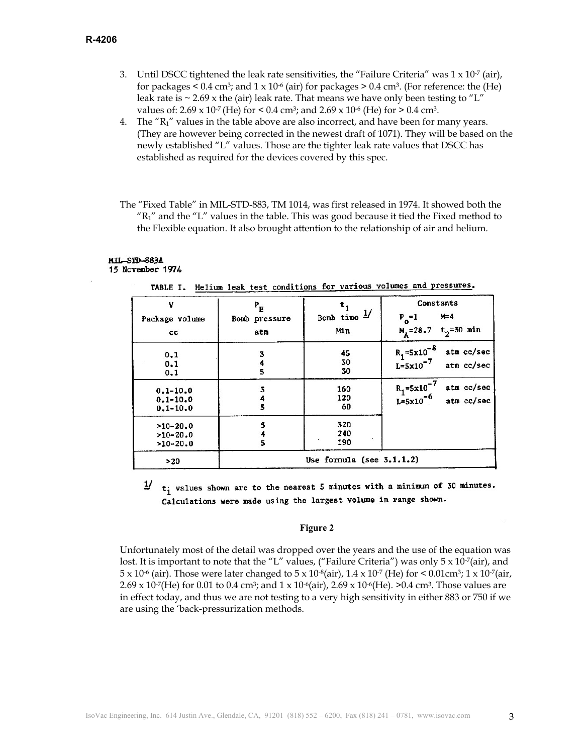3. Until DSCC tightened the leak rate sensitivities, the "Failure Criteria" was $1 \times 10^{-7}$ (air), for packages < 0.4 cm$^3$; and $1 \times 10^{-6}$ (air) for packages > 0.4 cm$^3$. (For reference: the (He) leak rate is ~ 2.69 x the (air) leak rate. That means we have only been testing to "L" values of: $2.69 \times 10^{-7}$ (He) for < 0.4 cm$^3$; and $2.69 \times 10^{-6}$ (He) for > 0.4 cm$^3$.
4. The "$R_1$" values in the table above are also incorrect, and have been for many years. (They are however being corrected in the newest draft of 1071). They will be based on the newly established "L" values. Those are the tighter leak rate values that DSCC has established as required for the devices covered by this spec.

The "Fixed Table" in MIL-STD-883, TM 1014, was first released in 1974. It showed both the "$R_1$" and the "L" values in the table. This was good because it tied the Fixed method to the Flexible equation. It also brought attention to the relationship of air and helium.

MIL-STD-883A
15 November 1974

TABLE I. Helium leak test conditions for various volumes and pressures.

| V Package volume cc | $P_E$ Bomb pressure atm | $t_1$ Bomb time 1/ Min | Constants $P_o$=1 M=4 $M_A$=28.7 $t_2$=30 min |
|---|---|---|---|
| 0.1 | 3 | 45 | $R_1=5\times10^{-8}$ atm cc/sec |
| 0.1 | 4 | 30 | $L=5\times10^{-7}$ atm cc/sec |
| 0.1 | 5 | 30 | |
| 0.1-10.0 | 3 | 160 | $R_1=5\times10^{-7}$ atm cc/sec |
| 0.1-10.0 | 4 | 120 | $L=5\times10^{-6}$ atm cc/sec |
| 0.1-10.0 | 5 | 60 | |
| >10-20.0 | 5 | 320 | |
| >10-20.0 | 4 | 240 | |
| >10-20.0 | 5 | 190 | |
| >20 | Use formula (see 3.1.1.2) | | |

1/ $t_1$ values shown are to the nearest 5 minutes with a minimum of 30 minutes. Calculations were made using the largest volume in range shown.

**Figure 2**

Unfortunately most of the detail was dropped over the years and the use of the equation was lost. It is important to note that the "L" values, ("Failure Criteria") was only $5 \times 10^{-7}$(air), and $5 \times 10^{-6}$ (air). Those were later changed to $5 \times 10^{-8}$(air), $1.4 \times 10^{-7}$ (He) for < 0.01cm$^3$; $1 \times 10^{-7}$(air, $2.69 \times 10^{-7}$(He) for 0.01 to 0.4 cm$^3$; and $1 \times 10^{-6}$(air), $2.69 \times 10^{-6}$(He). >0.4 cm$^3$. Those values are in effect today, and thus we are not testing to a very high sensitivity in either 883 or 750 if we are using the 'back-pressurization methods.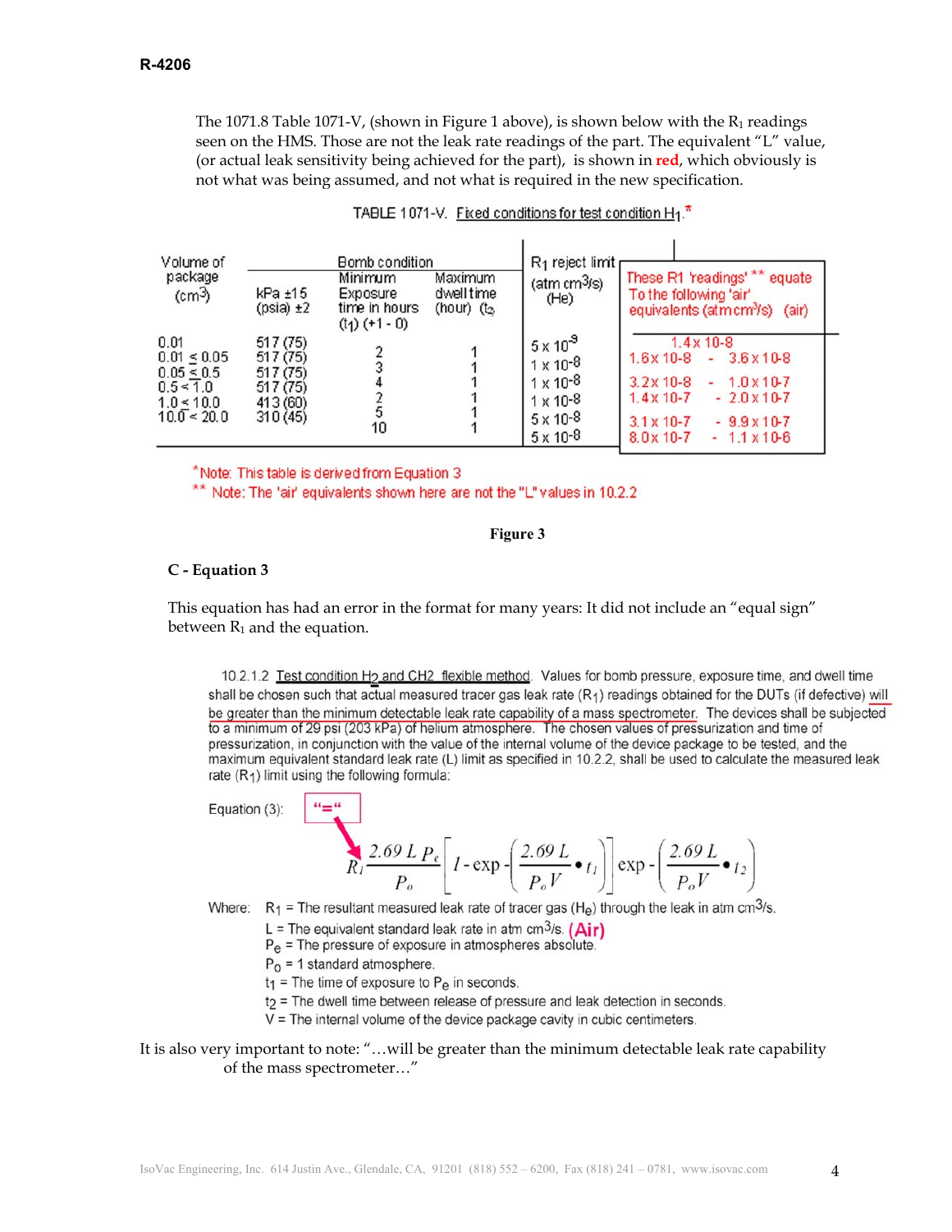The 1071.8 Table 1071-V, (shown in Figure 1 above), is shown below with the $R_1$ readings seen on the HMS. Those are not the leak rate readings of the part. The equivalent "L" value, (or actual leak sensitivity being achieved for the part), is shown in **red**, which obviously is not what was being assumed, and not what is required in the new specification.

TABLE 1071-V. Fixed conditions for test condition $H_1$.*

| Volume of package ($cm^3$) | Bomb condition kPa ±15 (psia) ±2 | Minimum Exposure time in hours ($t_1$) (+1 - 0) | Maximum dwell time (hour) ($t_2$) | $R_1$ reject limit (atm $cm^3$/s) (He) | These R1 'readings' ** equate To the following 'air' equivalents (atm $cm^3$/s) (air) |
|---|---|---|---|---|---|
| 0.01 | 517 (75) | 2 | 1 | $5 \times 10^{-9}$ | $1.4 \times 10^{-8}$ |
| $0.01 \le 0.05$ | 517 (75) | 3 | 1 | $1 \times 10^{-8}$ | $1.6 \times 10^{-8}$ - $3.6 \times 10^{-8}$ |
| $0.05 \le 0.5$ | 517 (75) | 4 | 1 | $1 \times 10^{-8}$ | $3.2 \times 10^{-8}$ - $1.0 \times 10^{-7}$ |
| $0.5 < 1.0$ | 517 (75) | 2 | 1 | $1 \times 10^{-8}$ | $1.4 \times 10^{-7}$ - $2.0 \times 10^{-7}$ |
| $1.0 \le 10.0$ | 413 (60) | 5 | 1 | $5 \times 10^{-8}$ | $3.1 \times 10^{-7}$ - $9.9 \times 10^{-7}$ |
| $10.0 < 20.0$ | 310 (45) | 10 | 1 | $5 \times 10^{-8}$ | $8.0 \times 10^{-7}$ - $1.1 \times 10^{-6}$ |

*Note: This table is derived from Equation 3

** Note: The 'air' equivalents shown here are not the "L" values in 10.2.2

**Figure 3**

### C - Equation 3

This equation has had an error in the format for many years: It did not include an "equal sign" between $R_1$ and the equation.

10.2.1.2 Test condition $H_2$ and CH2 flexible method. Values for bomb pressure, exposure time, and dwell time shall be chosen such that actual measured tracer gas leak rate ($R_1$) readings obtained for the DUTs (if defective) will be greater than the minimum detectable leak rate capability of a mass spectrometer. The devices shall be subjected to a minimum of 29 psi (203 kPa) of helium atmosphere. The chosen values of pressurization and time of pressurization, in conjunction with the value of the internal volume of the device package to be tested, and the maximum equivalent standard leak rate (L) limit as specified in 10.2.2, shall be used to calculate the measured leak rate ($R_1$) limit using the following formula:

Equation (3): "="

$$R_1 = \frac{2.69\, L\, P_e}{P_o}\left[1 - \exp -\left(\frac{2.69\, L}{P_o V} \bullet t_1\right)\right] \exp -\left(\frac{2.69\, L}{P_o V} \bullet t_2\right)$$

Where:
- $R_1$ = The resultant measured leak rate of tracer gas ($H_e$) through the leak in atm $cm^3$/s.
- L = The equivalent standard leak rate in atm $cm^3$/s. (Air)
- $P_e$ = The pressure of exposure in atmospheres absolute.
- $P_0$ = 1 standard atmosphere.
- $t_1$ = The time of exposure to $P_e$ in seconds.
- $t_2$ = The dwell time between release of pressure and leak detection in seconds.
- V = The internal volume of the device package cavity in cubic centimeters.

It is also very important to note: "…will be greater than the minimum detectable leak rate capability of the mass spectrometer…"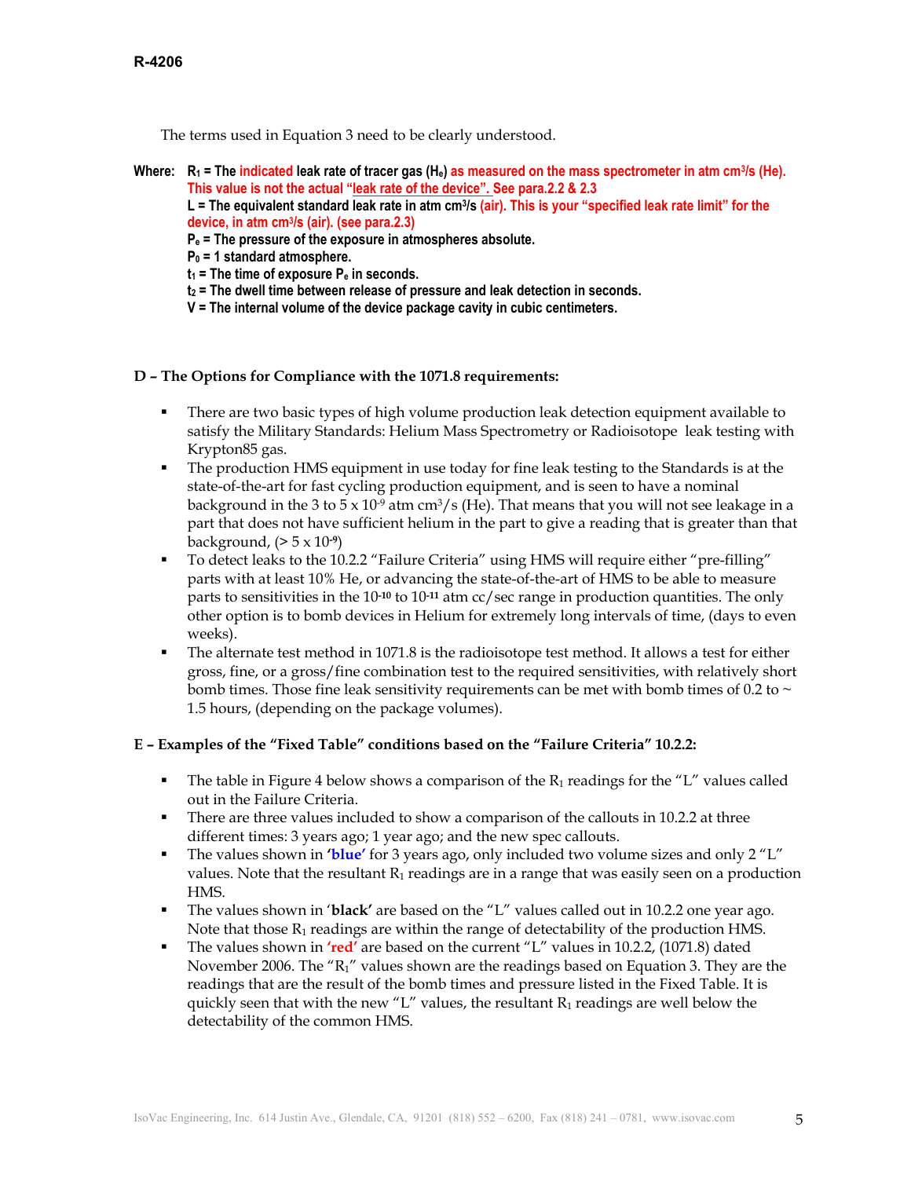The terms used in Equation 3 need to be clearly understood.

**Where:** **$R_1$ = The indicated leak rate of tracer gas ($H_e$) as measured on the mass spectrometer in atm $cm^3/s$ (He). This value is not the actual "leak rate of the device". See para.2.2 & 2.3**
**L = The equivalent standard leak rate in atm $cm^3/s$ (air). This is your "specified leak rate limit" for the device, in atm $cm^3/s$ (air). (see para.2.3)**
**$P_e$ = The pressure of the exposure in atmospheres absolute.**
**$P_0$ = 1 standard atmosphere.**
**$t_1$ = The time of exposure $P_e$ in seconds.**
**$t_2$ = The dwell time between release of pressure and leak detection in seconds.**
**V = The internal volume of the device package cavity in cubic centimeters.**

## D – The Options for Compliance with the 1071.8 requirements:

- There are two basic types of high volume production leak detection equipment available to satisfy the Military Standards: Helium Mass Spectrometry or Radioisotope leak testing with Krypton85 gas.
- The production HMS equipment in use today for fine leak testing to the Standards is at the state-of-the-art for fast cycling production equipment, and is seen to have a nominal background in the 3 to $5 \times 10^{-9}$ atm $cm^3/s$ (He). That means that you will not see leakage in a part that does not have sufficient helium in the part to give a reading that is greater than that background, ($> 5 \times 10^{-9}$)
- To detect leaks to the 10.2.2 "Failure Criteria" using HMS will require either "pre-filling" parts with at least 10% He, or advancing the state-of-the-art of HMS to be able to measure parts to sensitivities in the $10^{-10}$ to $10^{-11}$ atm cc/sec range in production quantities. The only other option is to bomb devices in Helium for extremely long intervals of time, (days to even weeks).
- The alternate test method in 1071.8 is the radioisotope test method. It allows a test for either gross, fine, or a gross/fine combination test to the required sensitivities, with relatively short bomb times. Those fine leak sensitivity requirements can be met with bomb times of 0.2 to ~ 1.5 hours, (depending on the package volumes).

## E – Examples of the "Fixed Table" conditions based on the "Failure Criteria" 10.2.2:

- The table in Figure 4 below shows a comparison of the $R_1$ readings for the "L" values called out in the Failure Criteria.
- There are three values included to show a comparison of the callouts in 10.2.2 at three different times: 3 years ago; 1 year ago; and the new spec callouts.
- The values shown in **'blue'** for 3 years ago, only included two volume sizes and only 2 "L" values. Note that the resultant $R_1$ readings are in a range that was easily seen on a production HMS.
- The values shown in '**black'** are based on the "L" values called out in 10.2.2 one year ago. Note that those $R_1$ readings are within the range of detectability of the production HMS.
- The values shown in **'red'** are based on the current "L" values in 10.2.2, (1071.8) dated November 2006. The "$R_1$" values shown are the readings based on Equation 3. They are the readings that are the result of the bomb times and pressure listed in the Fixed Table. It is quickly seen that with the new "L" values, the resultant $R_1$ readings are well below the detectability of the common HMS.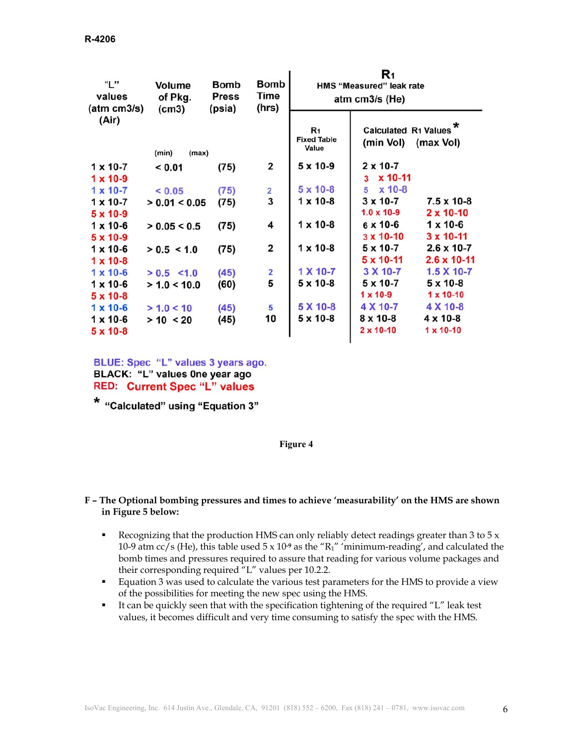| "L" values (atm cm3/s) (Air) | Volume of Pkg. (cm3) | Bomb Press (psia) | Bomb Time (hrs) | $R_1$ HMS "Measured" leak rate atm cm3/s (He) | | |
|---|---|---|---|---|---|---|
| | | | | $R_1$ Fixed Table Value | Calculated $R_1$ Values* (min Vol) | (max Vol) |
| | (min) (max) | | | | | |
| 1 x 10-7 | < 0.01 | (75) | 2 | 5 x 10-9 | 2 x 10-7 | |
| 1 x 10-9 | | | | | 3 x 10-11 | |
| 1 x 10-7 | < 0.05 | (75) | 2 | 5 x 10-8 | 5 x 10-8 | |
| 1 x 10-7 | > 0.01 < 0.05 | (75) | 3 | 1 x 10-8 | 3 x 10-7 | 7.5 x 10-8 |
| 5 x 10-9 | | | | | 1.0 x 10-9 | 2 x 10-10 |
| 1 x 10-6 | > 0.05 < 0.5 | (75) | 4 | 1 x 10-8 | 6 x 10-6 | 1 x 10-6 |
| 5 x 10-9 | | | | | 3 x 10-10 | 3 x 10-11 |
| 1 x 10-6 | > 0.5 < 1.0 | (75) | 2 | 1 x 10-8 | 5 x 10-7 | 2.6 x 10-7 |
| 1 x 10-8 | | | | | 5 x 10-11 | 2.6 x 10-11 |
| 1 x 10-6 | > 0.5 <1.0 | (45) | 2 | 1 X 10-7 | 3 X 10-7 | 1.5 X 10-7 |
| 1 x 10-6 | > 1.0 < 10.0 | (60) | 5 | 5 x 10-8 | 5 x 10-7 | 5 x 10-8 |
| 5 x 10-8 | | | | | 1 x 10-9 | 1 x 10-10 |
| 1 x 10-6 | > 1.0 < 10 | (45) | 5 | 5 X 10-8 | 4 X 10-7 | 4 X 10-8 |
| 1 x 10-6 | > 10 < 20 | (45) | 10 | 5 x 10-8 | 8 x 10-8 | 4 x 10-8 |
| 5 x 10-8 | | | | | 2 x 10-10 | 1 x 10-10 |

BLUE: Spec "L" values 3 years ago.
BLACK: "L" values 0ne year ago
RED: Current Spec "L" values

\* "Calculated" using "Equation 3"

Figure 4

**F – The Optional bombing pressures and times to achieve 'measurability' on the HMS are shown in Figure 5 below:**

- Recognizing that the production HMS can only reliably detect readings greater than 3 to 5 x 10-9 atm cc/s (He), this table used 5 x $10^{-9}$ as the "$R_1$" 'minimum-reading', and calculated the bomb times and pressures required to assure that reading for various volume packages and their corresponding required "L" values per 10.2.2.
- Equation 3 was used to calculate the various test parameters for the HMS to provide a view of the possibilities for meeting the new spec using the HMS.
- It can be quickly seen that with the specification tightening of the required "L" leak test values, it becomes difficult and very time consuming to satisfy the spec with the HMS.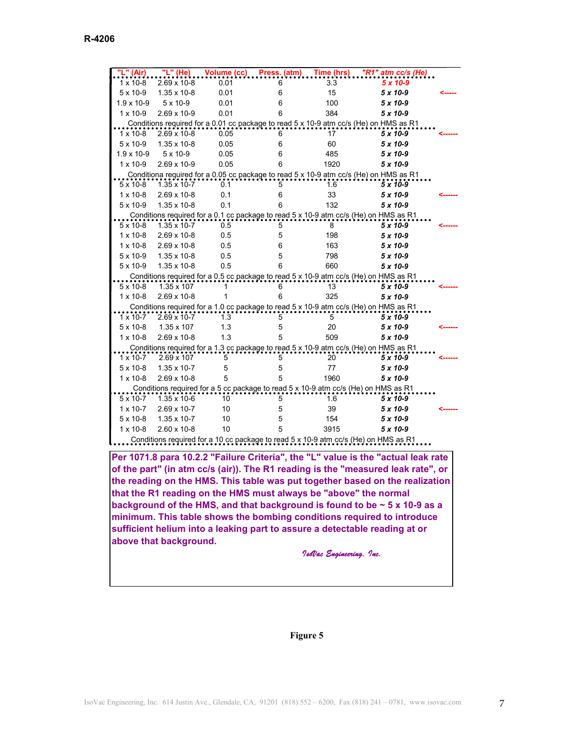R-4206

| "L" (Air) | "L" (He) | Volume (cc) | Press. (atm) | Time (hrs) | "R1" atm cc/s (He) | |
|---|---|---|---|---|---|---|
| 1 x 10-8 | 2.69 x 10-8 | 0.01 | 6 | 3.3 | ***5 x 10-9*** | |
| 5 x 10-9 | 1.35 x 10-8 | 0.01 | 6 | 15 | ***5 x 10-9*** | <----- |
| 1.9 x 10-9 | 5 x 10-9 | 0.01 | 6 | 100 | ***5 x 10-9*** | |
| 1 x 10-9 | 2.69 x 10-9 | 0.01 | 6 | 384 | ***5 x 10-9*** | |
| Conditions required for a 0.01 cc package to read 5 x 10-9 atm cc/s (He) on HMS as R1 | | | | | | |
| 1 x 10-8 | 2.69 x 10-8 | 0.05 | 6 | 17 | ***5 x 10-9*** | <------ |
| 5 x 10-9 | 1.35 x 10-8 | 0.05 | 6 | 60 | ***5 x 10-9*** | |
| 1.9 x 10-9 | 5 x 10-9 | 0.05 | 6 | 485 | ***5 x 10-9*** | |
| 1 x 10-9 | 2.69 x 10-9 | 0.05 | 6 | 1920 | ***5 x 10-9*** | |
| Conditiona required for a 0.05 cc package to read 5 x 10-9 atm cc/s (He) on HMS as R1 | | | | | | |
| 5 x 10-8 | 1.35 x 10-7 | 0.1 | 5 | 1.6 | ***5 x 10-9*** | |
| 1 x 10-8 | 2.69 x 10-8 | 0.1 | 6 | 33 | ***5 x 10-9*** | <------ |
| 5 x 10-9 | 1.35 x 10-8 | 0.1 | 6 | 132 | ***5 x 10-9*** | |
| Conditions required for a 0.1 cc package to read 5 x 10-9 atm cc/s (He) on HMS as R1 | | | | | | |
| 5 x 10-8 | 1.35 x 10-7 | 0.5 | 5 | 8 | ***5 x 10-9*** | <------ |
| 1 x 10-8 | 2.69 x 10-8 | 0.5 | 5 | 198 | ***5 x 10-9*** | |
| 1 x 10-8 | 2.69 x 10-8 | 0.5 | 6 | 163 | ***5 x 10-9*** | |
| 5 x 10-9 | 1.35 x 10-8 | 0.5 | 5 | 798 | ***5 x 10-9*** | |
| 5 x 10-9 | 1.35 x 10-8 | 0.5 | 6 | 660 | ***5 x 10-9*** | |
| Conditions required for a 0.5 cc package to read 5 x 10-9 atm cc/s (He) on HMS as R1 | | | | | | |
| 5 x 10-8 | 1.35 x 107 | 1 | 6 | 13 | ***5 x 10-9*** | <------ |
| 1 x 10-8 | 2.69 x 10-8 | 1 | 6 | 325 | ***5 x 10-9*** | |
| Conditions required for a 1.0 cc package to read 5 x 10-9 atm cc/s (He) on HMS as R1 | | | | | | |
| 1 x 10-7 | 2.69 x 10-7 | 1.3 | 5 | 5 | ***5 x 10-9*** | |
| 5 x 10-8 | 1.35 x 107 | 1.3 | 5 | 20 | ***5 x 10-9*** | <------ |
| 1 x 10-8 | 2.69 x 10-8 | 1.3 | 5 | 509 | ***5 x 10-9*** | |
| Conditions required for a 1.3 cc package to read 5 x 10-9 atm cc/s (He) on HMS as R1 | | | | | | |
| 1 x 10-7 | 2.69 x 107 | 5 | 5 | 20 | ***5 x 10-9*** | <------ |
| 5 x 10-8 | 1.35 x 10-7 | 5 | 5 | 77 | ***5 x 10-9*** | |
| 1 x 10-8 | 2.69 x 10-8 | 5 | 5 | 1960 | ***5 x 10-9*** | |
| Conditions required for a 5 cc package to read 5 x 10-9 atm cc/s (He) on HMS as R1 | | | | | | |
| 5 x 10-7 | 1.35 x 10-6 | 10 | 5 | 1.6 | ***5 x 10-9*** | |
| 1 x 10-7 | 2.69 x 10-7 | 10 | 5 | 39 | ***5 x 10-9*** | <------ |
| 5 x 10-8 | 1.35 x 10-7 | 10 | 5 | 154 | ***5 x 10-9*** | |
| 1 x 10-8 | 2.60 x 10-8 | 10 | 5 | 3915 | ***5 x 10-9*** | |
| Conditions required for a 10 cc package to read 5 x 10-9 atm cc/s (He) on HMS as R1 | | | | | | |

**Per 1071.8 para 10.2.2 "Failure Criteria", the "L" value is the "actual leak rate of the part" (in atm cc/s (air)). The R1 reading is the "measured leak rate", or the reading on the HMS. This table was put together based on the realization that the R1 reading on the HMS must always be "above" the normal background of the HMS, and that background is found to be ~ 5 x 10-9 as a minimum. This table shows the bombing conditions required to introduce sufficient helium into a leaking part to assure a detectable reading at or above that background.**

*IsoVac Engineering, Inc.*

**Figure 5**

IsoVac Engineering, Inc. 614 Justin Ave., Glendale, CA, 91201 (818) 552 – 6200, Fax (818) 241 – 0781, www.isovac.com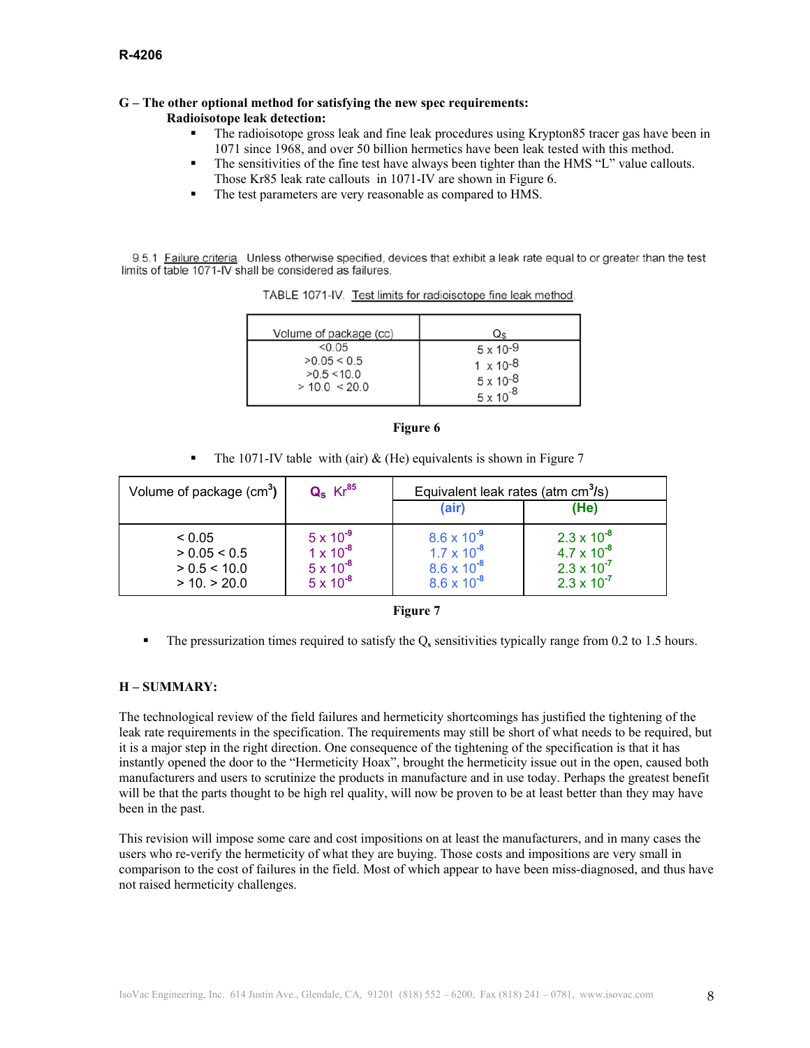**G – The other optional method for satisfying the new spec requirements:**

**Radioisotope leak detection:**

- The radioisotope gross leak and fine leak procedures using Krypton85 tracer gas have been in 1071 since 1968, and over 50 billion hermetics have been leak tested with this method.
- The sensitivities of the fine test have always been tighter than the HMS "L" value callouts. Those Kr85 leak rate callouts in 1071-IV are shown in Figure 6.
- The test parameters are very reasonable as compared to HMS.

9.5.1 Failure criteria. Unless otherwise specified, devices that exhibit a leak rate equal to or greater than the test limits of table 1071-IV shall be considered as failures.

TABLE 1071-IV. Test limits for radioisotope fine leak method.

| Volume of package (cc) | $Q_S$ |
|---|---|
| <0.05 | $5 \times 10^{-9}$ |
| >0.05 < 0.5 | $1 \times 10^{-8}$ |
| >0.5 <10.0 | $5 \times 10^{-8}$ |
| > 10.0 < 20.0 | $5 \times 10^{-8}$ |

**Figure 6**

- The 1071-IV table with (air) & (He) equivalents is shown in Figure 7

| Volume of package ($cm^3$) | $Q_S$ $Kr^{85}$ | Equivalent leak rates (atm $cm^3$/s) | |
|---|---|---|---|
| | | (air) | (He) |
| < 0.05 | $5 \times 10^{-9}$ | $8.6 \times 10^{-9}$ | $2.3 \times 10^{-8}$ |
| > 0.05 < 0.5 | $1 \times 10^{-8}$ | $1.7 \times 10^{-8}$ | $4.7 \times 10^{-8}$ |
| > 0.5 < 10.0 | $5 \times 10^{-8}$ | $8.6 \times 10^{-8}$ | $2.3 \times 10^{-7}$ |
| > 10. > 20.0 | $5 \times 10^{-8}$ | $8.6 \times 10^{-8}$ | $2.3 \times 10^{-7}$ |

**Figure 7**

- The pressurization times required to satisfy the $Q_s$ sensitivities typically range from 0.2 to 1.5 hours.

**H – SUMMARY:**

The technological review of the field failures and hermeticity shortcomings has justified the tightening of the leak rate requirements in the specification. The requirements may still be short of what needs to be required, but it is a major step in the right direction. One consequence of the tightening of the specification is that it has instantly opened the door to the "Hermeticity Hoax", brought the hermeticity issue out in the open, caused both manufacturers and users to scrutinize the products in manufacture and in use today. Perhaps the greatest benefit will be that the parts thought to be high rel quality, will now be proven to be at least better than they may have been in the past.

This revision will impose some care and cost impositions on at least the manufacturers, and in many cases the users who re-verify the hermeticity of what they are buying. Those costs and impositions are very small in comparison to the cost of failures in the field. Most of which appear to have been miss-diagnosed, and thus have not raised hermeticity challenges.